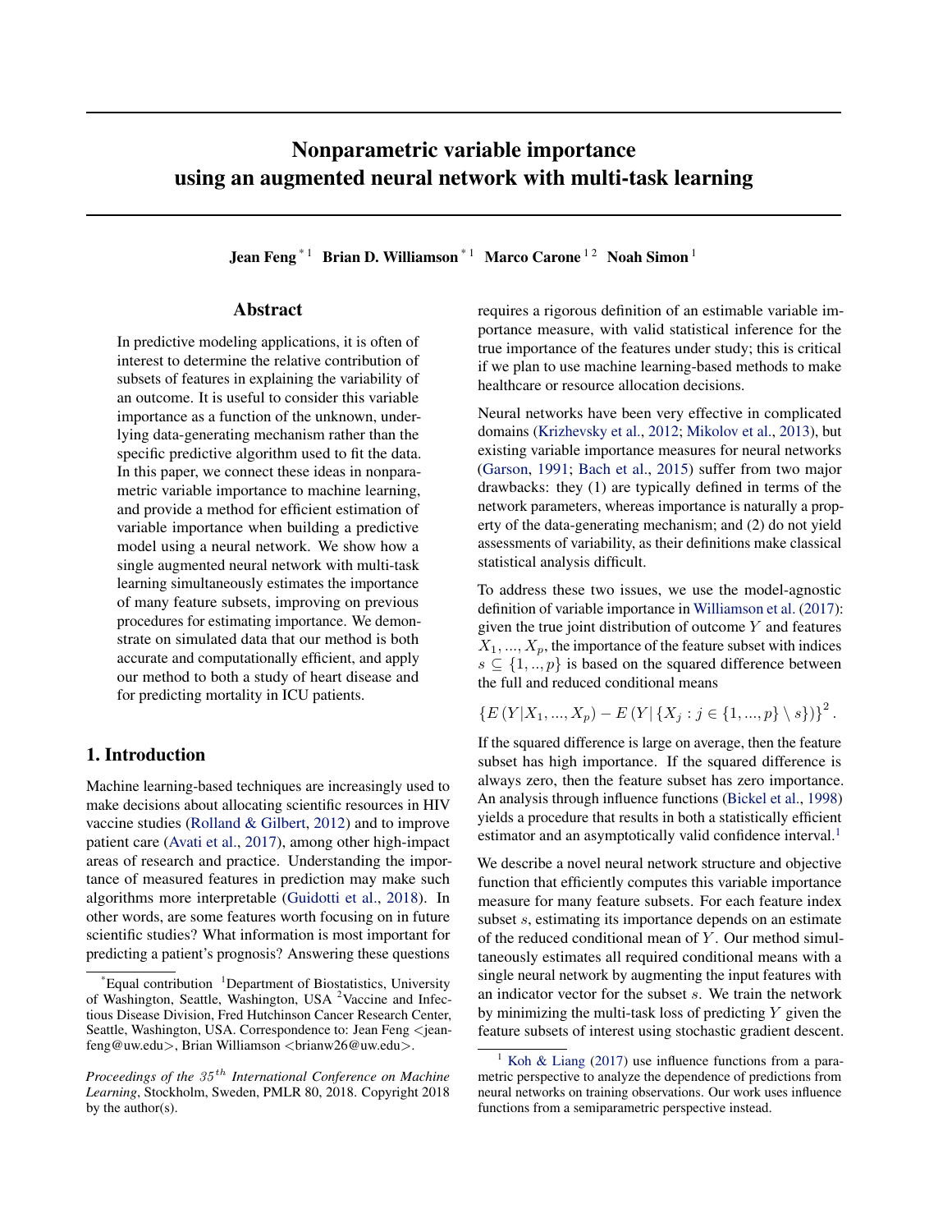# Nonparametric variable importance using an augmented neural network with multi-task learning

**Jean Feng** [*1] **Brian D. Williamson** [*1] **Marco Carone** [1,2] **Noah Simon** [1]

## Abstract

In predictive modeling applications, it is often of interest to determine the relative contribution of subsets of features in explaining the variability of an outcome. It is useful to consider this variable importance as a function of the unknown, underlying data-generating mechanism rather than the specific predictive algorithm used to fit the data. In this paper, we connect these ideas in nonparametric variable importance to machine learning, and provide a method for efficient estimation of variable importance when building a predictive model using a neural network. We show how a single augmented neural network with multi-task learning simultaneously estimates the importance of many feature subsets, improving on previous procedures for estimating importance. We demonstrate on simulated data that our method is both accurate and computationally efficient, and apply our method to both a study of heart disease and for predicting mortality in ICU patients.

## 1. Introduction

Machine learning-based techniques are increasingly used to make decisions about allocating scientific resources in HIV vaccine studies (Rolland & Gilbert, 2012) and to improve patient care (Avati et al., 2017), among other high-impact areas of research and practice. Understanding the importance of measured features in prediction may make such algorithms more interpretable (Guidotti et al., 2018). In other words, are some features worth focusing on in future scientific studies? What information is most important for predicting a patient's prognosis? Answering these questions requires a rigorous definition of an estimable variable importance measure, with valid statistical inference for the true importance of the features under study; this is critical if we plan to use machine learning-based methods to make healthcare or resource allocation decisions.

Neural networks have been very effective in complicated domains (Krizhevsky et al., 2012; Mikolov et al., 2013), but existing variable importance measures for neural networks (Garson, 1991; Bach et al., 2015) suffer from two major drawbacks: they (1) are typically defined in terms of the network parameters, whereas importance is naturally a property of the data-generating mechanism; and (2) do not yield assessments of variability, as their definitions make classical statistical analysis difficult.

To address these two issues, we use the model-agnostic definition of variable importance in Williamson et al. (2017): given the true joint distribution of outcome $Y$ and features $X_1, ..., X_p$, the importance of the feature subset with indices $s \subseteq \{1, .., p\}$ is based on the squared difference between the full and reduced conditional means

$$\{E(Y|X_1, ..., X_p) - E(Y|\{X_j : j \in \{1, ..., p\} \setminus s\})\}^2 .$$

If the squared difference is large on average, then the feature subset has high importance. If the squared difference is always zero, then the feature subset has zero importance. An analysis through influence functions (Bickel et al., 1998) yields a procedure that results in both a statistically efficient estimator and an asymptotically valid confidence interval.[1]

We describe a novel neural network structure and objective function that efficiently computes this variable importance measure for many feature subsets. For each feature index subset $s$, estimating its importance depends on an estimate of the reduced conditional mean of $Y$. Our method simultaneously estimates all required conditional means with a single neural network by augmenting the input features with an indicator vector for the subset $s$. We train the network by minimizing the multi-task loss of predicting $Y$ given the feature subsets of interest using stochastic gradient descent.

[*]Equal contribution [1]Department of Biostatistics, University of Washington, Seattle, Washington, USA [2]Vaccine and Infectious Disease Division, Fred Hutchinson Cancer Research Center, Seattle, Washington, USA. Correspondence to: Jean Feng <jeanfeng@uw.edu>, Brian Williamson <brianw26@uw.edu>.

*Proceedings of the 35th International Conference on Machine Learning*, Stockholm, Sweden, PMLR 80, 2018. Copyright 2018 by the author(s).

[1] Koh & Liang (2017) use influence functions from a parametric perspective to analyze the dependence of predictions from neural networks on training observations. Our work uses influence functions from a semiparametric perspective instead.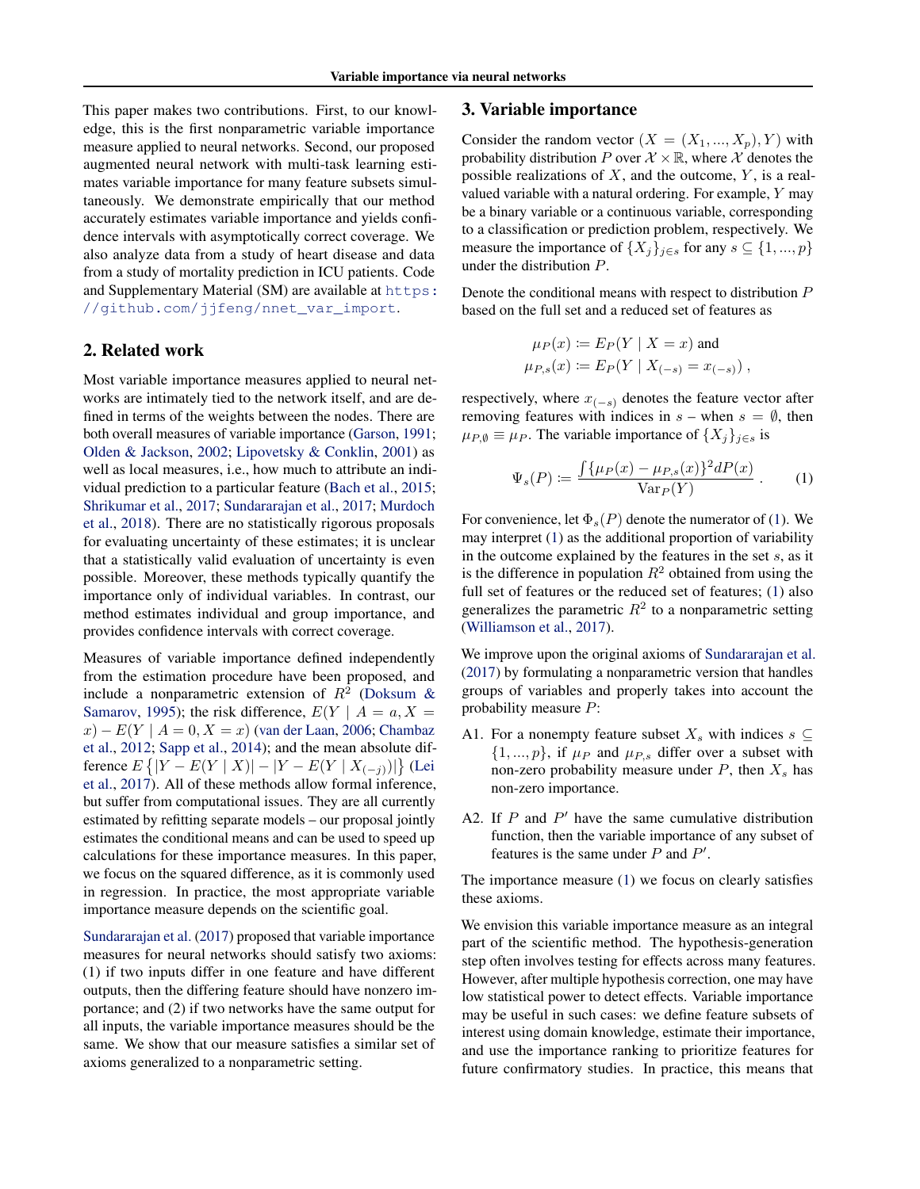This paper makes two contributions. First, to our knowledge, this is the first nonparametric variable importance measure applied to neural networks. Second, our proposed augmented neural network with multi-task learning estimates variable importance for many feature subsets simultaneously. We demonstrate empirically that our method accurately estimates variable importance and yields confidence intervals with asymptotically correct coverage. We also analyze data from a study of heart disease and data from a study of mortality prediction in ICU patients. Code and Supplementary Material (SM) are available at https://github.com/jjfeng/nnet_var_import.

## 2. Related work

Most variable importance measures applied to neural networks are intimately tied to the network itself, and are defined in terms of the weights between the nodes. There are both overall measures of variable importance (Garson, 1991; Olden & Jackson, 2002; Lipovetsky & Conklin, 2001) as well as local measures, i.e., how much to attribute an individual prediction to a particular feature (Bach et al., 2015; Shrikumar et al., 2017; Sundararajan et al., 2017; Murdoch et al., 2018). There are no statistically rigorous proposals for evaluating uncertainty of these estimates; it is unclear that a statistically valid evaluation of uncertainty is even possible. Moreover, these methods typically quantify the importance only of individual variables. In contrast, our method estimates individual and group importance, and provides confidence intervals with correct coverage.

Measures of variable importance defined independently from the estimation procedure have been proposed, and include a nonparametric extension of $R^2$ (Doksum & Samarov, 1995); the risk difference, $E(Y \mid A = a, X = x) - E(Y \mid A = 0, X = x)$ (van der Laan, 2006; Chambaz et al., 2012; Sapp et al., 2014); and the mean absolute difference $E\left\{|Y - E(Y \mid X)| - |Y - E(Y \mid X_{(-j)})|\right\}$ (Lei et al., 2017). All of these methods allow formal inference, but suffer from computational issues. They are all currently estimated by refitting separate models – our proposal jointly estimates the conditional means and can be used to speed up calculations for these importance measures. In this paper, we focus on the squared difference, as it is commonly used in regression. In practice, the most appropriate variable importance measure depends on the scientific goal.

Sundararajan et al. (2017) proposed that variable importance measures for neural networks should satisfy two axioms: (1) if two inputs differ in one feature and have different outputs, then the differing feature should have nonzero importance; and (2) if two networks have the same output for all inputs, the variable importance measures should be the same. We show that our measure satisfies a similar set of axioms generalized to a nonparametric setting.

## 3. Variable importance

Consider the random vector $(X = (X_1, ..., X_p), Y)$ with probability distribution $P$ over $\mathcal{X} \times \mathbb{R}$, where $\mathcal{X}$ denotes the possible realizations of $X$, and the outcome, $Y$, is a real-valued variable with a natural ordering. For example, $Y$ may be a binary variable or a continuous variable, corresponding to a classification or prediction problem, respectively. We measure the importance of $\{X_j\}_{j \in s}$ for any $s \subseteq \{1, ..., p\}$ under the distribution $P$.

Denote the conditional means with respect to distribution $P$ based on the full set and a reduced set of features as

$$
\mu_P(x) \coloneqq E_P(Y \mid X = x) \text{ and}
$$
$$
\mu_{P,s}(x) \coloneqq E_P(Y \mid X_{(-s)} = x_{(-s)}) \, ,
$$

respectively, where $x_{(-s)}$ denotes the feature vector after removing features with indices in $s$ – when $s = \emptyset$, then $\mu_{P,\emptyset} \equiv \mu_P$. The variable importance of $\{X_j\}_{j \in s}$ is

$$
\Psi_s(P) \coloneqq \frac{\int \{\mu_P(x) - \mu_{P,s}(x)\}^2 dP(x)}{\text{Var}_P(Y)} \, . \tag{1}
$$

For convenience, let $\Phi_s(P)$ denote the numerator of (1). We may interpret (1) as the additional proportion of variability in the outcome explained by the features in the set $s$, as it is the difference in population $R^2$ obtained from using the full set of features or the reduced set of features; (1) also generalizes the parametric $R^2$ to a nonparametric setting (Williamson et al., 2017).

We improve upon the original axioms of Sundararajan et al. (2017) by formulating a nonparametric version that handles groups of variables and properly takes into account the probability measure $P$:

A1. For a nonempty feature subset $X_s$ with indices $s \subseteq \{1, ..., p\}$, if $\mu_P$ and $\mu_{P,s}$ differ over a subset with non-zero probability measure under $P$, then $X_s$ has non-zero importance.

A2. If $P$ and $P'$ have the same cumulative distribution function, then the variable importance of any subset of features is the same under $P$ and $P'$.

The importance measure (1) we focus on clearly satisfies these axioms.

We envision this variable importance measure as an integral part of the scientific method. The hypothesis-generation step often involves testing for effects across many features. However, after multiple hypothesis correction, one may have low statistical power to detect effects. Variable importance may be useful in such cases: we define feature subsets of interest using domain knowledge, estimate their importance, and use the importance ranking to prioritize features for future confirmatory studies. In practice, this means that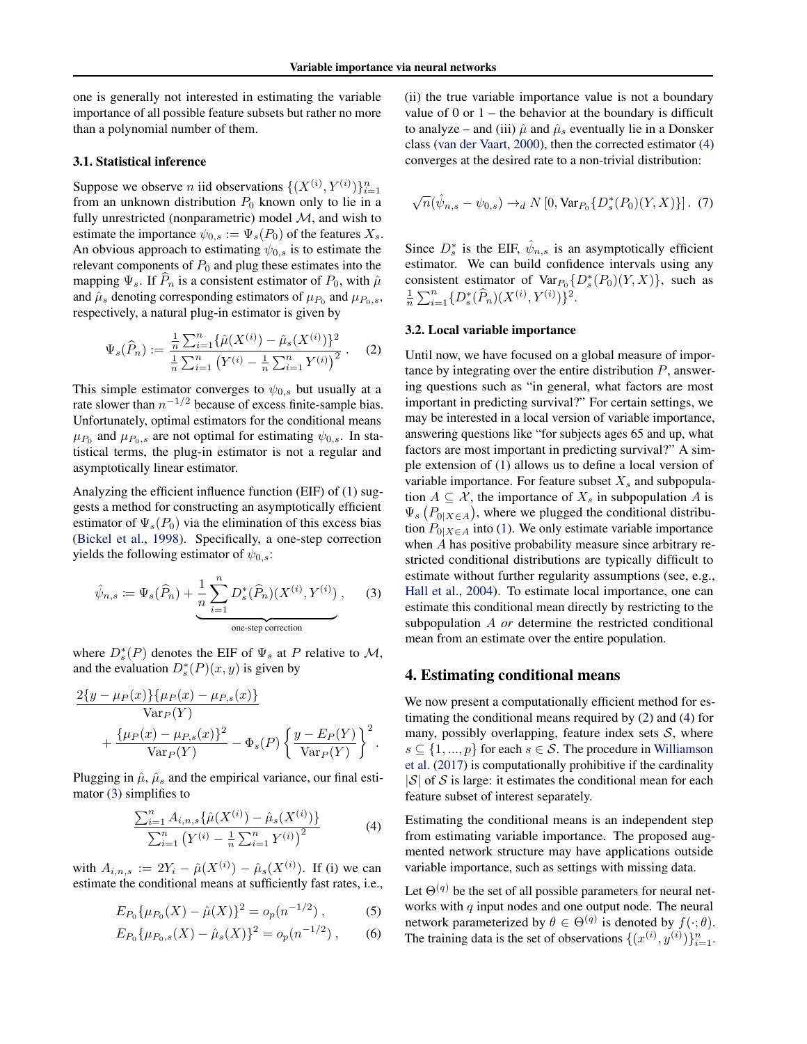one is generally not interested in estimating the variable importance of all possible feature subsets but rather no more than a polynomial number of them.

### 3.1. Statistical inference

Suppose we observe $n$ iid observations $\{(X^{(i)}, Y^{(i)})\}_{i=1}^n$ from an unknown distribution $P_0$ known only to lie in a fully unrestricted (nonparametric) model $\mathcal{M}$, and wish to estimate the importance $\psi_{0,s} := \Psi_s(P_0)$ of the features $X_s$. An obvious approach to estimating $\psi_{0,s}$ is to estimate the relevant components of $P_0$ and plug these estimates into the mapping $\Psi_s$. If $\widehat{P}_n$ is a consistent estimator of $P_0$, with $\hat{\mu}$ and $\hat{\mu}_s$ denoting corresponding estimators of $\mu_{P_0}$ and $\mu_{P_0,s}$, respectively, a natural plug-in estimator is given by

$$\Psi_s(\widehat{P}_n) := \frac{\frac{1}{n}\sum_{i=1}^n \{\hat{\mu}(X^{(i)}) - \hat{\mu}_s(X^{(i)})\}^2}{\frac{1}{n}\sum_{i=1}^n \left(Y^{(i)} - \frac{1}{n}\sum_{i=1}^n Y^{(i)}\right)^2}. \quad (2)$$

This simple estimator converges to $\psi_{0,s}$ but usually at a rate slower than $n^{-1/2}$ because of excess finite-sample bias. Unfortunately, optimal estimators for the conditional means $\mu_{P_0}$ and $\mu_{P_0,s}$ are not optimal for estimating $\psi_{0,s}$. In statistical terms, the plug-in estimator is not a regular and asymptotically linear estimator.

Analyzing the efficient influence function (EIF) of (1) suggests a method for constructing an asymptotically efficient estimator of $\Psi_s(P_0)$ via the elimination of this excess bias (Bickel et al., 1998). Specifically, a one-step correction yields the following estimator of $\psi_{0,s}$:

$$\hat{\psi}_{n,s} := \Psi_s(\widehat{P}_n) + \underbrace{\frac{1}{n}\sum_{i=1}^n D_s^*(\widehat{P}_n)(X^{(i)}, Y^{(i)})}_{\text{one-step correction}}, \quad (3)$$

where $D_s^*(P)$ denotes the EIF of $\Psi_s$ at $P$ relative to $\mathcal{M}$, and the evaluation $D_s^*(P)(x, y)$ is given by

$$\frac{2\{y - \mu_P(x)\}\{\mu_P(x) - \mu_{P,s}(x)\}}{\text{Var}_P(Y)} + \frac{\{\mu_P(x) - \mu_{P,s}(x)\}^2}{\text{Var}_P(Y)} - \Phi_s(P)\left\{\frac{y - E_P(Y)}{\text{Var}_P(Y)}\right\}^2.$$

Plugging in $\hat{\mu}$, $\hat{\mu}_s$ and the empirical variance, our final estimator (3) simplifies to

$$\frac{\sum_{i=1}^n A_{i,n,s}\{\hat{\mu}(X^{(i)}) - \hat{\mu}_s(X^{(i)})\}}{\sum_{i=1}^n \left(Y^{(i)} - \frac{1}{n}\sum_{i=1}^n Y^{(i)}\right)^2} \quad (4)$$

with $A_{i,n,s} := 2Y_i - \hat{\mu}(X^{(i)}) - \hat{\mu}_s(X^{(i)})$. If (i) we can estimate the conditional means at sufficiently fast rates, i.e.,

$$E_{P_0}\{\mu_{P_0}(X) - \hat{\mu}(X)\}^2 = o_p(n^{-1/2}), \quad (5)$$

$$E_{P_0}\{\mu_{P_0,s}(X) - \hat{\mu}_s(X)\}^2 = o_p(n^{-1/2}), \quad (6)$$

(ii) the true variable importance value is not a boundary value of 0 or 1 – the behavior at the boundary is difficult to analyze – and (iii) $\hat{\mu}$ and $\hat{\mu}_s$ eventually lie in a Donsker class (van der Vaart, 2000), then the corrected estimator (4) converges at the desired rate to a non-trivial distribution:

$$\sqrt{n}(\hat{\psi}_{n,s} - \psi_{0,s}) \to_d N\left[0, \text{Var}_{P_0}\{D_s^*(P_0)(Y, X)\}\right]. \quad (7)$$

Since $D_s^*$ is the EIF, $\hat{\psi}_{n,s}$ is an asymptotically efficient estimator. We can build confidence intervals using any consistent estimator of $\text{Var}_{P_0}\{D_s^*(P_0)(Y, X)\}$, such as $\frac{1}{n}\sum_{i=1}^n \{D_s^*(\widehat{P}_n)(X^{(i)}, Y^{(i)})\}^2$.

### 3.2. Local variable importance

Until now, we have focused on a global measure of importance by integrating over the entire distribution $P$, answering questions such as "in general, what factors are most important in predicting survival?" For certain settings, we may be interested in a local version of variable importance, answering questions like "for subjects ages 65 and up, what factors are most important in predicting survival?" A simple extension of (1) allows us to define a local version of variable importance. For feature subset $X_s$ and subpopulation $A \subseteq \mathcal{X}$, the importance of $X_s$ in subpopulation $A$ is $\Psi_s\left(P_{0|X\in A}\right)$, where we plugged the conditional distribution $P_{0|X\in A}$ into (1). We only estimate variable importance when $A$ has positive probability measure since arbitrary restricted conditional distributions are typically difficult to estimate without further regularity assumptions (see, e.g., Hall et al., 2004). To estimate local importance, one can estimate this conditional mean directly by restricting to the subpopulation $A$ *or* determine the restricted conditional mean from an estimate over the entire population.

## 4. Estimating conditional means

We now present a computationally efficient method for estimating the conditional means required by (2) and (4) for many, possibly overlapping, feature index sets $\mathcal{S}$, where $s \subseteq \{1, ..., p\}$ for each $s \in \mathcal{S}$. The procedure in Williamson et al. (2017) is computationally prohibitive if the cardinality $|\mathcal{S}|$ of $\mathcal{S}$ is large: it estimates the conditional mean for each feature subset of interest separately.

Estimating the conditional means is an independent step from estimating variable importance. The proposed augmented network structure may have applications outside variable importance, such as settings with missing data.

Let $\Theta^{(q)}$ be the set of all possible parameters for neural networks with $q$ input nodes and one output node. The neural network parameterized by $\theta \in \Theta^{(q)}$ is denoted by $f(\cdot; \theta)$. The training data is the set of observations $\{(x^{(i)}, y^{(i)})\}_{i=1}^n$.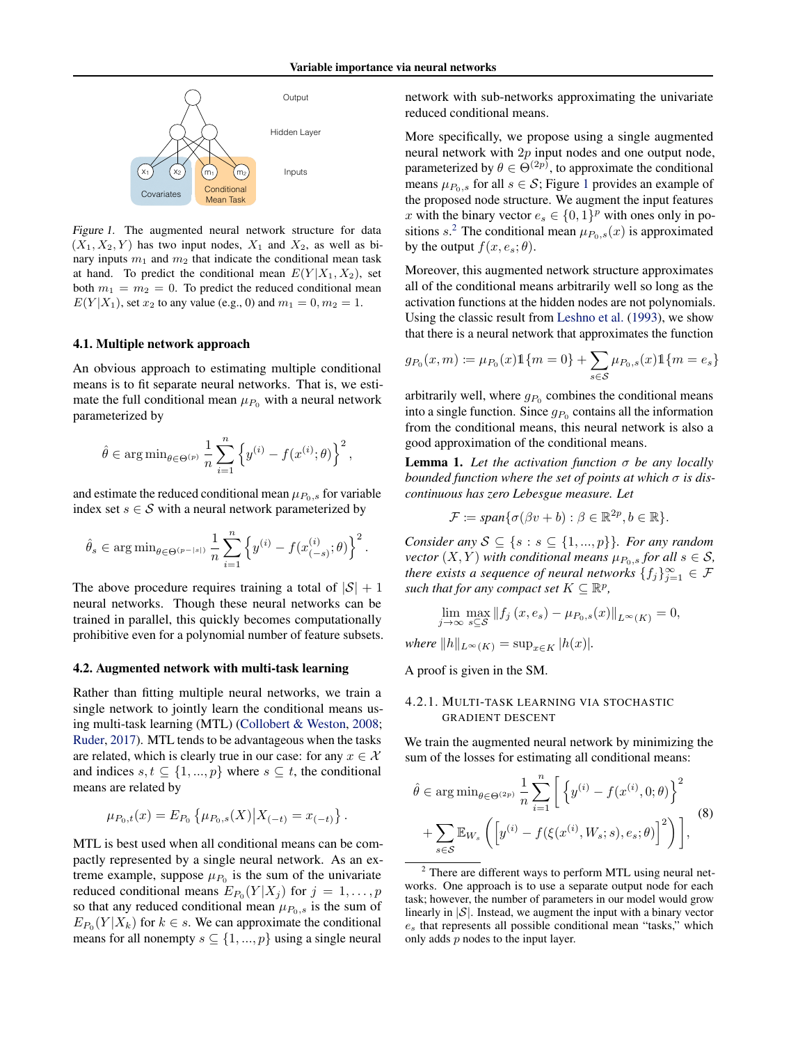Figure 1. The augmented neural network structure for data $(X_1, X_2, Y)$ has two input nodes, $X_1$ and $X_2$, as well as binary inputs $m_1$ and $m_2$ that indicate the conditional mean task at hand. To predict the conditional mean $E(Y|X_1, X_2)$, set both $m_1 = m_2 = 0$. To predict the reduced conditional mean $E(Y|X_1)$, set $x_2$ to any value (e.g., 0) and $m_1 = 0, m_2 = 1$.

### 4.1. Multiple network approach

An obvious approach to estimating multiple conditional means is to fit separate neural networks. That is, we estimate the full conditional mean $\mu_{P_0}$ with a neural network parameterized by

$$\hat{\theta} \in \arg\min_{\theta \in \Theta^{(p)}} \frac{1}{n} \sum_{i=1}^{n} \left\{ y^{(i)} - f(x^{(i)}; \theta) \right\}^2,$$

and estimate the reduced conditional mean $\mu_{P_0,s}$ for variable index set $s \in \mathcal{S}$ with a neural network parameterized by

$$\hat{\theta}_s \in \arg\min_{\theta \in \Theta^{(p-|s|)}} \frac{1}{n} \sum_{i=1}^{n} \left\{ y^{(i)} - f(x^{(i)}_{(-s)}; \theta) \right\}^2.$$

The above procedure requires training a total of $|\mathcal{S}| + 1$ neural networks. Though these neural networks can be trained in parallel, this quickly becomes computationally prohibitive even for a polynomial number of feature subsets.

### 4.2. Augmented network with multi-task learning

Rather than fitting multiple neural networks, we train a single network to jointly learn the conditional means using multi-task learning (MTL) (Collobert & Weston, 2008; Ruder, 2017). MTL tends to be advantageous when the tasks are related, which is clearly true in our case: for any $x \in \mathcal{X}$ and indices $s, t \subseteq \{1, ..., p\}$ where $s \subseteq t$, the conditional means are related by

$$\mu_{P_0,t}(x) = E_{P_0} \left\{ \mu_{P_0,s}(X) \middle| X_{(-t)} = x_{(-t)} \right\}.$$

MTL is best used when all conditional means can be compactly represented by a single neural network. As an extreme example, suppose $\mu_{P_0}$ is the sum of the univariate reduced conditional means $E_{P_0}(Y|X_j)$ for $j = 1, \ldots, p$ so that any reduced conditional mean $\mu_{P_0,s}$ is the sum of $E_{P_0}(Y|X_k)$ for $k \in s$. We can approximate the conditional means for all nonempty $s \subseteq \{1, ..., p\}$ using a single neural network with sub-networks approximating the univariate reduced conditional means.

More specifically, we propose using a single augmented neural network with $2p$ input nodes and one output node, parameterized by $\theta \in \Theta^{(2p)}$, to approximate the conditional means $\mu_{P_0,s}$ for all $s \in \mathcal{S}$; Figure 1 provides an example of the proposed node structure. We augment the input features $x$ with the binary vector $e_s \in \{0, 1\}^p$ with ones only in positions $s$.[2] The conditional mean $\mu_{P_0,s}(x)$ is approximated by the output $f(x, e_s; \theta)$.

Moreover, this augmented network structure approximates all of the conditional means arbitrarily well so long as the activation functions at the hidden nodes are not polynomials. Using the classic result from Leshno et al. (1993), we show that there is a neural network that approximates the function

$$g_{P_0}(x, m) := \mu_{P_0}(x) \mathbb{1}\{m = 0\} + \sum_{s \in \mathcal{S}} \mu_{P_0,s}(x) \mathbb{1}\{m = e_s\}$$

arbitrarily well, where $g_{P_0}$ combines the conditional means into a single function. Since $g_{P_0}$ contains all the information from the conditional means, this neural network is also a good approximation of the conditional means.

**Lemma 1.** *Let the activation function $\sigma$ be any locally bounded function where the set of points at which $\sigma$ is discontinuous has zero Lebesgue measure. Let*

$$\mathcal{F} := span\{\sigma(\beta v + b) : \beta \in \mathbb{R}^{2p}, b \in \mathbb{R}\}.$$

*Consider any $\mathcal{S} \subseteq \{s : s \subseteq \{1, ..., p\}\}$. For any random vector $(X, Y)$ with conditional means $\mu_{P_0,s}$ for all $s \in \mathcal{S}$, there exists a sequence of neural networks $\{f_j\}_{j=1}^{\infty} \in \mathcal{F}$ such that for any compact set $K \subseteq \mathbb{R}^p$,*

$$\lim_{j \to \infty} \max_{s \subseteq \mathcal{S}} \| f_j(x, e_s) - \mu_{P_0,s}(x) \|_{L^\infty(K)} = 0,$$

*where $\|h\|_{L^\infty(K)} = \sup_{x \in K} |h(x)|$.*

A proof is given in the SM.

#### 4.2.1. Multi-task learning via stochastic gradient descent

We train the augmented neural network by minimizing the sum of the losses for estimating all conditional means:

$$\begin{aligned} \hat{\theta} \in \arg\min_{\theta \in \Theta^{(2p)}} \frac{1}{n} \sum_{i=1}^{n} \Bigg[ \left\{ y^{(i)} - f(x^{(i)}, 0; \theta) \right\}^2 \\ + \sum_{s \in \mathcal{S}} \mathbb{E}_{W_s} \left( \left[ y^{(i)} - f(\xi(x^{(i)}, W_s; s), e_s; \theta) \right]^2 \right) \Bigg], \end{aligned} \tag{8}$$

[2] There are different ways to perform MTL using neural networks. One approach is to use a separate output node for each task; however, the number of parameters in our model would grow linearly in $|\mathcal{S}|$. Instead, we augment the input with a binary vector $e_s$ that represents all possible conditional mean "tasks," which only adds $p$ nodes to the input layer.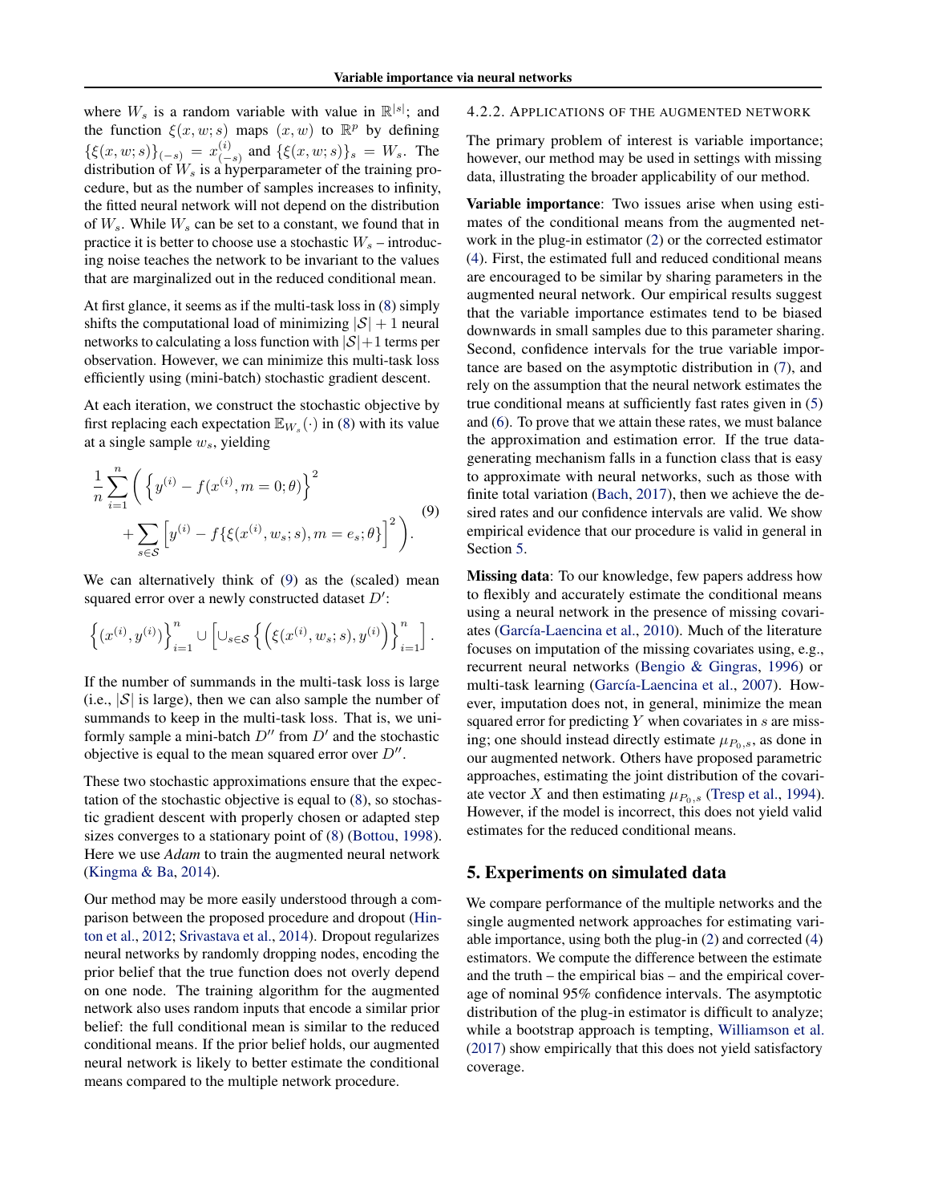where $W_s$ is a random variable with value in $\mathbb{R}^{|s|}$; and the function $\xi(x, w; s)$ maps $(x, w)$ to $\mathbb{R}^p$ by defining $\{\xi(x, w; s)\}_{(-s)} = x^{(i)}_{(-s)}$ and $\{\xi(x, w; s)\}_s = W_s$. The distribution of $W_s$ is a hyperparameter of the training procedure, but as the number of samples increases to infinity, the fitted neural network will not depend on the distribution of $W_s$. While $W_s$ can be set to a constant, we found that in practice it is better to choose use a stochastic $W_s$ – introducing noise teaches the network to be invariant to the values that are marginalized out in the reduced conditional mean.

At first glance, it seems as if the multi-task loss in (8) simply shifts the computational load of minimizing $|\mathcal{S}| + 1$ neural networks to calculating a loss function with $|\mathcal{S}|+1$ terms per observation. However, we can minimize this multi-task loss efficiently using (mini-batch) stochastic gradient descent.

At each iteration, we construct the stochastic objective by first replacing each expectation $\mathbb{E}_{W_s}(\cdot)$ in (8) with its value at a single sample $w_s$, yielding

$$\frac{1}{n}\sum_{i=1}^{n}\Bigg(\Big\{y^{(i)} - f(x^{(i)}, m = 0; \theta)\Big\}^2 + \sum_{s\in\mathcal{S}}\Big[y^{(i)} - f\{\xi(x^{(i)}, w_s; s), m = e_s; \theta\}\Big]^2\Bigg). \tag{9}$$

We can alternatively think of (9) as the (scaled) mean squared error over a newly constructed dataset $D'$:

$$\Big\{(x^{(i)}, y^{(i)})\Big\}_{i=1}^{n} \cup \Big[\cup_{s\in\mathcal{S}}\Big\{\Big(\xi(x^{(i)}, w_s; s), y^{(i)}\Big)\Big\}_{i=1}^{n}\Big].$$

If the number of summands in the multi-task loss is large (i.e., $|\mathcal{S}|$ is large), then we can also sample the number of summands to keep in the multi-task loss. That is, we uniformly sample a mini-batch $D''$ from $D'$ and the stochastic objective is equal to the mean squared error over $D''$.

These two stochastic approximations ensure that the expectation of the stochastic objective is equal to (8), so stochastic gradient descent with properly chosen or adapted step sizes converges to a stationary point of (8) (Bottou, 1998). Here we use *Adam* to train the augmented neural network (Kingma & Ba, 2014).

Our method may be more easily understood through a comparison between the proposed procedure and dropout (Hinton et al., 2012; Srivastava et al., 2014). Dropout regularizes neural networks by randomly dropping nodes, encoding the prior belief that the true function does not overly depend on one node. The training algorithm for the augmented network also uses random inputs that encode a similar prior belief: the full conditional mean is similar to the reduced conditional means. If the prior belief holds, our augmented neural network is likely to better estimate the conditional means compared to the multiple network procedure.

#### 4.2.2. Applications of the augmented network

The primary problem of interest is variable importance; however, our method may be used in settings with missing data, illustrating the broader applicability of our method.

**Variable importance**: Two issues arise when using estimates of the conditional means from the augmented network in the plug-in estimator (2) or the corrected estimator (4). First, the estimated full and reduced conditional means are encouraged to be similar by sharing parameters in the augmented neural network. Our empirical results suggest that the variable importance estimates tend to be biased downwards in small samples due to this parameter sharing. Second, confidence intervals for the true variable importance are based on the asymptotic distribution in (7), and rely on the assumption that the neural network estimates the true conditional means at sufficiently fast rates given in (5) and (6). To prove that we attain these rates, we must balance the approximation and estimation error. If the true data-generating mechanism falls in a function class that is easy to approximate with neural networks, such as those with finite total variation (Bach, 2017), then we achieve the desired rates and our confidence intervals are valid. We show empirical evidence that our procedure is valid in general in Section 5.

**Missing data**: To our knowledge, few papers address how to flexibly and accurately estimate the conditional means using a neural network in the presence of missing covariates (García-Laencina et al., 2010). Much of the literature focuses on imputation of the missing covariates using, e.g., recurrent neural networks (Bengio & Gingras, 1996) or multi-task learning (García-Laencina et al., 2007). However, imputation does not, in general, minimize the mean squared error for predicting $Y$ when covariates in $s$ are missing; one should instead directly estimate $\mu_{P_0,s}$, as done in our augmented network. Others have proposed parametric approaches, estimating the joint distribution of the covariate vector $X$ and then estimating $\mu_{P_0,s}$ (Tresp et al., 1994). However, if the model is incorrect, this does not yield valid estimates for the reduced conditional means.

## 5. Experiments on simulated data

We compare performance of the multiple networks and the single augmented network approaches for estimating variable importance, using both the plug-in (2) and corrected (4) estimators. We compute the difference between the estimate and the truth – the empirical bias – and the empirical coverage of nominal 95% confidence intervals. The asymptotic distribution of the plug-in estimator is difficult to analyze; while a bootstrap approach is tempting, Williamson et al. (2017) show empirically that this does not yield satisfactory coverage.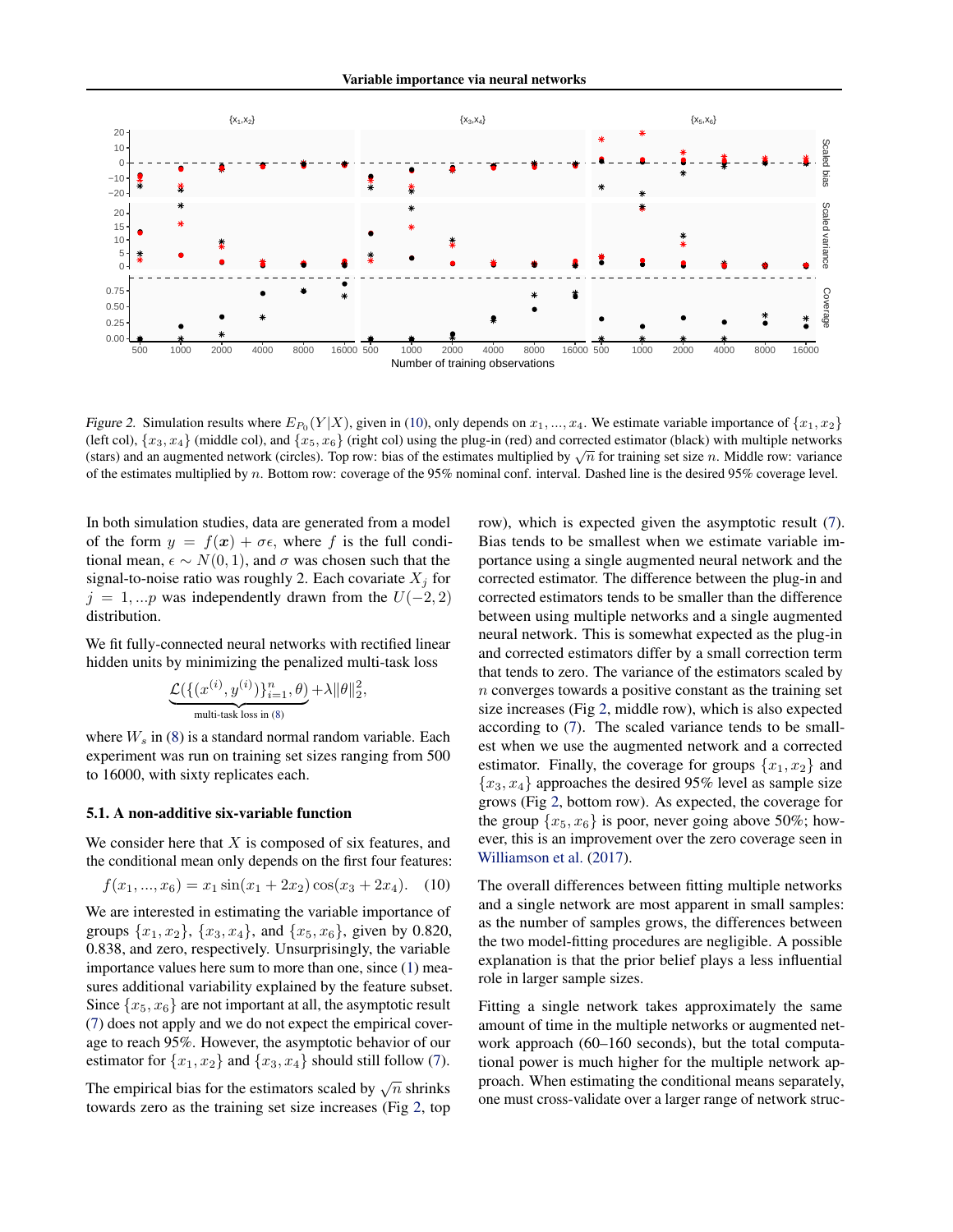*Figure 2.* Simulation results where $E_{P_0}(Y|X)$, given in (10), only depends on $x_1, ..., x_4$. We estimate variable importance of $\{x_1, x_2\}$ (left col), $\{x_3, x_4\}$ (middle col), and $\{x_5, x_6\}$ (right col) using the plug-in (red) and corrected estimator (black) with multiple networks (stars) and an augmented network (circles). Top row: bias of the estimates multiplied by $\sqrt{n}$ for training set size $n$. Middle row: variance of the estimates multiplied by $n$. Bottom row: coverage of the 95% nominal conf. interval. Dashed line is the desired 95% coverage level.

In both simulation studies, data are generated from a model of the form $y = f(\boldsymbol{x}) + \sigma\epsilon$, where $f$ is the full conditional mean, $\epsilon \sim N(0, 1)$, and $\sigma$ was chosen such that the signal-to-noise ratio was roughly 2. Each covariate $X_j$ for $j = 1, ...p$ was independently drawn from the $U(-2, 2)$ distribution.

We fit fully-connected neural networks with rectified linear hidden units by minimizing the penalized multi-task loss

$$\underbrace{\mathcal{L}(\{(x^{(i)}, y^{(i)})\}_{i=1}^{n}, \theta)}_{\text{multi-task loss in (8)}} + \lambda\|\theta\|_2^2,$$

where $W_s$ in (8) is a standard normal random variable. Each experiment was run on training set sizes ranging from 500 to 16000, with sixty replicates each.

### 5.1. A non-additive six-variable function

We consider here that $X$ is composed of six features, and the conditional mean only depends on the first four features:

$$f(x_1, ..., x_6) = x_1 \sin(x_1 + 2x_2)\cos(x_3 + 2x_4). \quad (10)$$

We are interested in estimating the variable importance of groups $\{x_1, x_2\}$, $\{x_3, x_4\}$, and $\{x_5, x_6\}$, given by 0.820, 0.838, and zero, respectively. Unsurprisingly, the variable importance values here sum to more than one, since (1) measures additional variability explained by the feature subset. Since $\{x_5, x_6\}$ are not important at all, the asymptotic result (7) does not apply and we do not expect the empirical coverage to reach 95%. However, the asymptotic behavior of our estimator for $\{x_1, x_2\}$ and $\{x_3, x_4\}$ should still follow (7).

The empirical bias for the estimators scaled by $\sqrt{n}$ shrinks towards zero as the training set size increases (Fig 2, top row), which is expected given the asymptotic result (7). Bias tends to be smallest when we estimate variable importance using a single augmented neural network and the corrected estimator. The difference between the plug-in and corrected estimators tends to be smaller than the difference between using multiple networks and a single augmented neural network. This is somewhat expected as the plug-in and corrected estimators differ by a small correction term that tends to zero. The variance of the estimators scaled by $n$ converges towards a positive constant as the training set size increases (Fig 2, middle row), which is also expected according to (7). The scaled variance tends to be smallest when we use the augmented network and a corrected estimator. Finally, the coverage for groups $\{x_1, x_2\}$ and $\{x_3, x_4\}$ approaches the desired 95% level as sample size grows (Fig 2, bottom row). As expected, the coverage for the group $\{x_5, x_6\}$ is poor, never going above 50%; however, this is an improvement over the zero coverage seen in Williamson et al. (2017).

The overall differences between fitting multiple networks and a single network are most apparent in small samples: as the number of samples grows, the differences between the two model-fitting procedures are negligible. A possible explanation is that the prior belief plays a less influential role in larger sample sizes.

Fitting a single network takes approximately the same amount of time in the multiple networks or augmented network approach (60–160 seconds), but the total computational power is much higher for the multiple network approach. When estimating the conditional means separately, one must cross-validate over a larger range of network struc-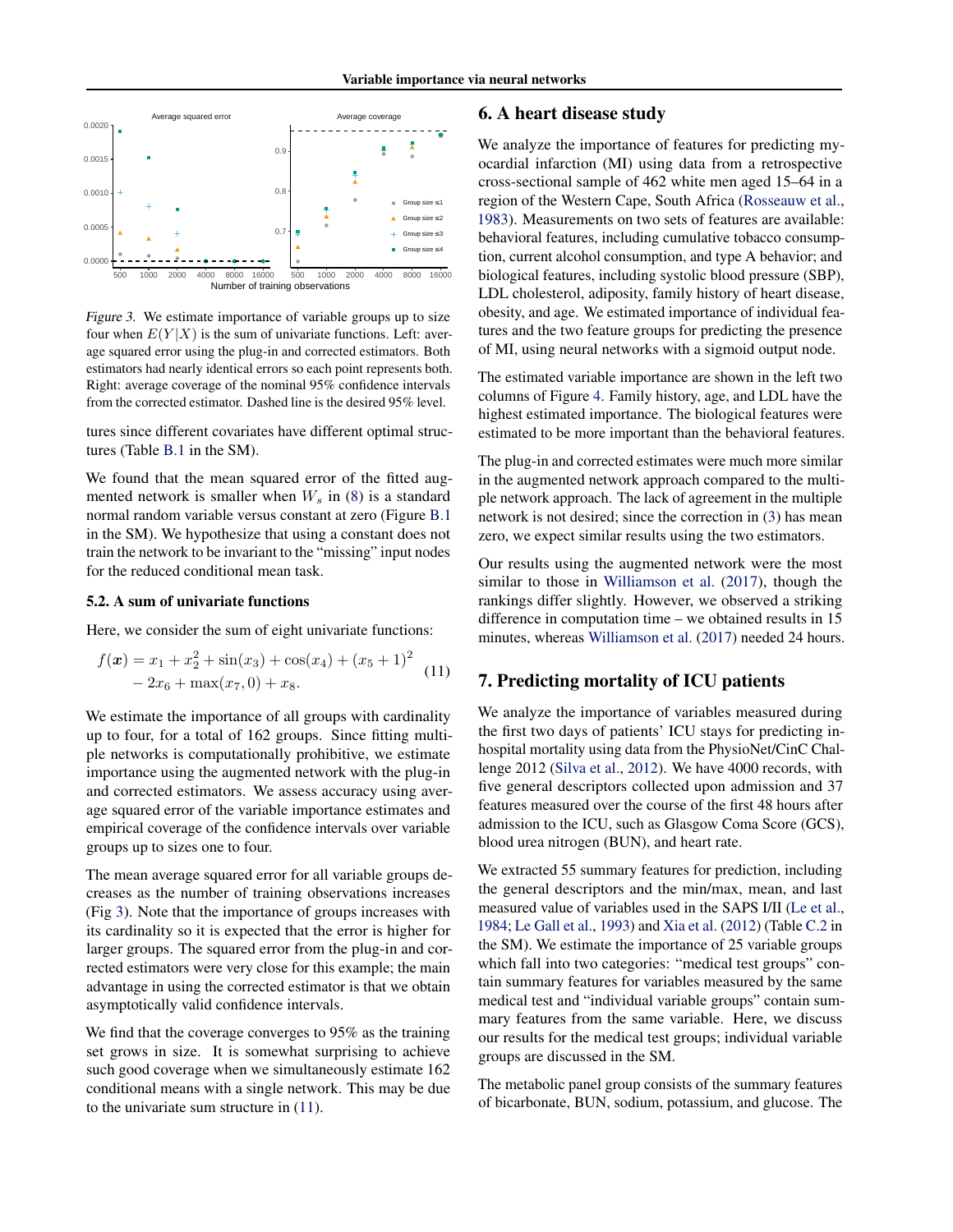*Figure 3.* We estimate importance of variable groups up to size four when $E(Y|X)$ is the sum of univariate functions. Left: average squared error using the plug-in and corrected estimators. Both estimators had nearly identical errors so each point represents both. Right: average coverage of the nominal 95% confidence intervals from the corrected estimator. Dashed line is the desired 95% level.

tures since different covariates have different optimal structures (Table B.1 in the SM).

We found that the mean squared error of the fitted augmented network is smaller when $W_s$ in (8) is a standard normal random variable versus constant at zero (Figure B.1 in the SM). We hypothesize that using a constant does not train the network to be invariant to the "missing" input nodes for the reduced conditional mean task.

### 5.2. A sum of univariate functions

Here, we consider the sum of eight univariate functions:

$$f(\boldsymbol{x}) = x_1 + x_2^2 + \sin(x_3) + \cos(x_4) + (x_5 + 1)^2 - 2x_6 + \max(x_7, 0) + x_8. \tag{11}$$

We estimate the importance of all groups with cardinality up to four, for a total of 162 groups. Since fitting multiple networks is computationally prohibitive, we estimate importance using the augmented network with the plug-in and corrected estimators. We assess accuracy using average squared error of the variable importance estimates and empirical coverage of the confidence intervals over variable groups up to sizes one to four.

The mean average squared error for all variable groups decreases as the number of training observations increases (Fig 3). Note that the importance of groups increases with its cardinality so it is expected that the error is higher for larger groups. The squared error from the plug-in and corrected estimators were very close for this example; the main advantage in using the corrected estimator is that we obtain asymptotically valid confidence intervals.

We find that the coverage converges to 95% as the training set grows in size. It is somewhat surprising to achieve such good coverage when we simultaneously estimate 162 conditional means with a single network. This may be due to the univariate sum structure in (11).

## 6. A heart disease study

We analyze the importance of features for predicting myocardial infarction (MI) using data from a retrospective cross-sectional sample of 462 white men aged 15–64 in a region of the Western Cape, South Africa (Rosseauw et al., 1983). Measurements on two sets of features are available: behavioral features, including cumulative tobacco consumption, current alcohol consumption, and type A behavior; and biological features, including systolic blood pressure (SBP), LDL cholesterol, adiposity, family history of heart disease, obesity, and age. We estimated importance of individual features and the two feature groups for predicting the presence of MI, using neural networks with a sigmoid output node.

The estimated variable importance are shown in the left two columns of Figure 4. Family history, age, and LDL have the highest estimated importance. The biological features were estimated to be more important than the behavioral features.

The plug-in and corrected estimates were much more similar in the augmented network approach compared to the multiple network approach. The lack of agreement in the multiple network is not desired; since the correction in (3) has mean zero, we expect similar results using the two estimators.

Our results using the augmented network were the most similar to those in Williamson et al. (2017), though the rankings differ slightly. However, we observed a striking difference in computation time – we obtained results in 15 minutes, whereas Williamson et al. (2017) needed 24 hours.

## 7. Predicting mortality of ICU patients

We analyze the importance of variables measured during the first two days of patients' ICU stays for predicting in-hospital mortality using data from the PhysioNet/CinC Challenge 2012 (Silva et al., 2012). We have 4000 records, with five general descriptors collected upon admission and 37 features measured over the course of the first 48 hours after admission to the ICU, such as Glasgow Coma Score (GCS), blood urea nitrogen (BUN), and heart rate.

We extracted 55 summary features for prediction, including the general descriptors and the min/max, mean, and last measured value of variables used in the SAPS I/II (Le et al., 1984; Le Gall et al., 1993) and Xia et al. (2012) (Table C.2 in the SM). We estimate the importance of 25 variable groups which fall into two categories: "medical test groups" contain summary features for variables measured by the same medical test and "individual variable groups" contain summary features from the same variable. Here, we discuss our results for the medical test groups; individual variable groups are discussed in the SM.

The metabolic panel group consists of the summary features of bicarbonate, BUN, sodium, potassium, and glucose. The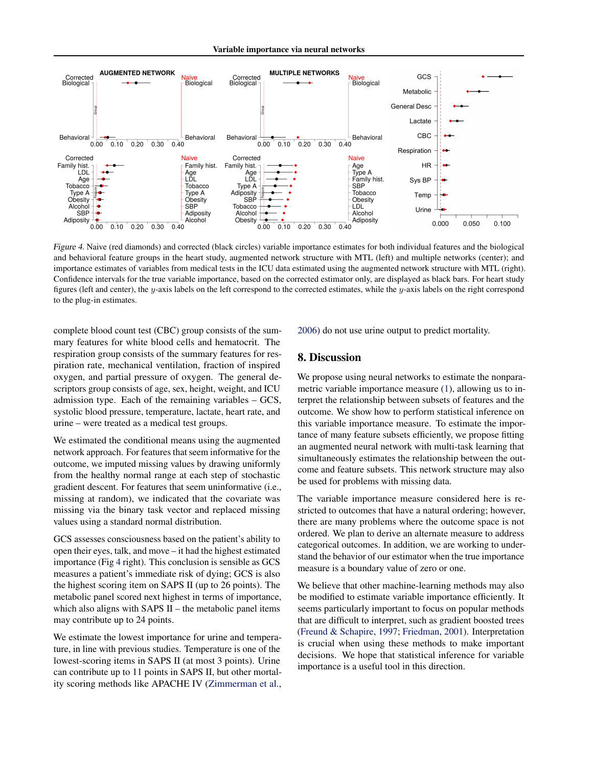*Figure 4.* Naive (red diamonds) and corrected (black circles) variable importance estimates for both individual features and the biological and behavioral feature groups in the heart study, augmented network structure with MTL (left) and multiple networks (center); and importance estimates of variables from medical tests in the ICU data estimated using the augmented network structure with MTL (right). Confidence intervals for the true variable importance, based on the corrected estimator only, are displayed as black bars. For heart study figures (left and center), the $y$-axis labels on the left correspond to the corrected estimates, while the $y$-axis labels on the right correspond to the plug-in estimates.

complete blood count test (CBC) group consists of the summary features for white blood cells and hematocrit. The respiration group consists of the summary features for respiration rate, mechanical ventilation, fraction of inspired oxygen, and partial pressure of oxygen. The general descriptors group consists of age, sex, height, weight, and ICU admission type. Each of the remaining variables – GCS, systolic blood pressure, temperature, lactate, heart rate, and urine – were treated as a medical test groups.

We estimated the conditional means using the augmented network approach. For features that seem informative for the outcome, we imputed missing values by drawing uniformly from the healthy normal range at each step of stochastic gradient descent. For features that seem uninformative (i.e., missing at random), we indicated that the covariate was missing via the binary task vector and replaced missing values using a standard normal distribution.

GCS assesses consciousness based on the patient's ability to open their eyes, talk, and move – it had the highest estimated importance (Fig 4 right). This conclusion is sensible as GCS measures a patient's immediate risk of dying; GCS is also the highest scoring item on SAPS II (up to 26 points). The metabolic panel scored next highest in terms of importance, which also aligns with SAPS II – the metabolic panel items may contribute up to 24 points.

We estimate the lowest importance for urine and temperature, in line with previous studies. Temperature is one of the lowest-scoring items in SAPS II (at most 3 points). Urine can contribute up to 11 points in SAPS II, but other mortality scoring methods like APACHE IV (Zimmerman et al., 2006) do not use urine output to predict mortality.

## 8. Discussion

We propose using neural networks to estimate the nonparametric variable importance measure (1), allowing us to interpret the relationship between subsets of features and the outcome. We show how to perform statistical inference on this variable importance measure. To estimate the importance of many feature subsets efficiently, we propose fitting an augmented neural network with multi-task learning that simultaneously estimates the relationship between the outcome and feature subsets. This network structure may also be used for problems with missing data.

The variable importance measure considered here is restricted to outcomes that have a natural ordering; however, there are many problems where the outcome space is not ordered. We plan to derive an alternate measure to address categorical outcomes. In addition, we are working to understand the behavior of our estimator when the true importance measure is a boundary value of zero or one.

We believe that other machine-learning methods may also be modified to estimate variable importance efficiently. It seems particularly important to focus on popular methods that are difficult to interpret, such as gradient boosted trees (Freund & Schapire, 1997; Friedman, 2001). Interpretation is crucial when using these methods to make important decisions. We hope that statistical inference for variable importance is a useful tool in this direction.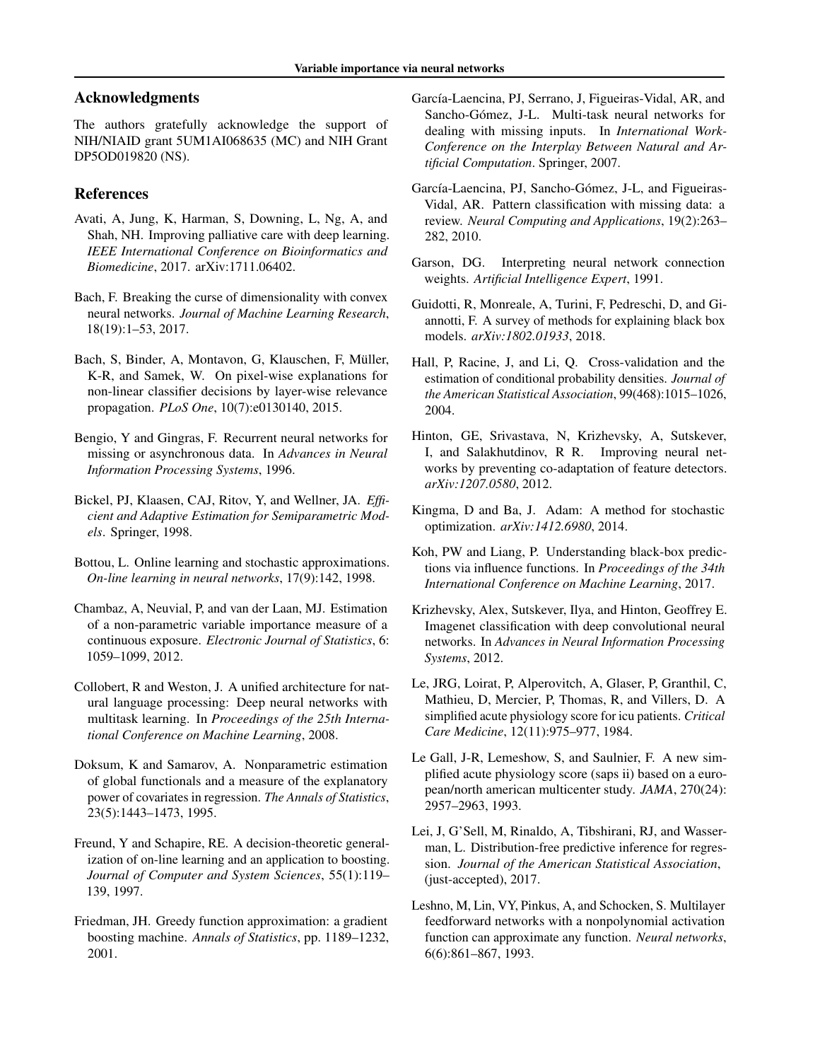## Acknowledgments

The authors gratefully acknowledge the support of NIH/NIAID grant 5UM1AI068635 (MC) and NIH Grant DP5OD019820 (NS).

## References

Avati, A, Jung, K, Harman, S, Downing, L, Ng, A, and Shah, NH. Improving palliative care with deep learning. *IEEE International Conference on Bioinformatics and Biomedicine*, 2017. arXiv:1711.06402.

Bach, F. Breaking the curse of dimensionality with convex neural networks. *Journal of Machine Learning Research*, 18(19):1–53, 2017.

Bach, S, Binder, A, Montavon, G, Klauschen, F, Müller, K-R, and Samek, W. On pixel-wise explanations for non-linear classifier decisions by layer-wise relevance propagation. *PLoS One*, 10(7):e0130140, 2015.

Bengio, Y and Gingras, F. Recurrent neural networks for missing or asynchronous data. In *Advances in Neural Information Processing Systems*, 1996.

Bickel, PJ, Klaasen, CAJ, Ritov, Y, and Wellner, JA. *Efficient and Adaptive Estimation for Semiparametric Models*. Springer, 1998.

Bottou, L. Online learning and stochastic approximations. *On-line learning in neural networks*, 17(9):142, 1998.

Chambaz, A, Neuvial, P, and van der Laan, MJ. Estimation of a non-parametric variable importance measure of a continuous exposure. *Electronic Journal of Statistics*, 6: 1059–1099, 2012.

Collobert, R and Weston, J. A unified architecture for natural language processing: Deep neural networks with multitask learning. In *Proceedings of the 25th International Conference on Machine Learning*, 2008.

Doksum, K and Samarov, A. Nonparametric estimation of global functionals and a measure of the explanatory power of covariates in regression. *The Annals of Statistics*, 23(5):1443–1473, 1995.

Freund, Y and Schapire, RE. A decision-theoretic generalization of on-line learning and an application to boosting. *Journal of Computer and System Sciences*, 55(1):119–139, 1997.

Friedman, JH. Greedy function approximation: a gradient boosting machine. *Annals of Statistics*, pp. 1189–1232, 2001.

García-Laencina, PJ, Serrano, J, Figueiras-Vidal, AR, and Sancho-Gómez, J-L. Multi-task neural networks for dealing with missing inputs. In *International Work-Conference on the Interplay Between Natural and Artificial Computation*. Springer, 2007.

García-Laencina, PJ, Sancho-Gómez, J-L, and Figueiras-Vidal, AR. Pattern classification with missing data: a review. *Neural Computing and Applications*, 19(2):263–282, 2010.

Garson, DG. Interpreting neural network connection weights. *Artificial Intelligence Expert*, 1991.

Guidotti, R, Monreale, A, Turini, F, Pedreschi, D, and Giannotti, F. A survey of methods for explaining black box models. *arXiv:1802.01933*, 2018.

Hall, P, Racine, J, and Li, Q. Cross-validation and the estimation of conditional probability densities. *Journal of the American Statistical Association*, 99(468):1015–1026, 2004.

Hinton, GE, Srivastava, N, Krizhevsky, A, Sutskever, I, and Salakhutdinov, R R. Improving neural networks by preventing co-adaptation of feature detectors. *arXiv:1207.0580*, 2012.

Kingma, D and Ba, J. Adam: A method for stochastic optimization. *arXiv:1412.6980*, 2014.

Koh, PW and Liang, P. Understanding black-box predictions via influence functions. In *Proceedings of the 34th International Conference on Machine Learning*, 2017.

Krizhevsky, Alex, Sutskever, Ilya, and Hinton, Geoffrey E. Imagenet classification with deep convolutional neural networks. In *Advances in Neural Information Processing Systems*, 2012.

Le, JRG, Loirat, P, Alperovitch, A, Glaser, P, Granthil, C, Mathieu, D, Mercier, P, Thomas, R, and Villers, D. A simplified acute physiology score for icu patients. *Critical Care Medicine*, 12(11):975–977, 1984.

Le Gall, J-R, Lemeshow, S, and Saulnier, F. A new simplified acute physiology score (saps ii) based on a european/north american multicenter study. *JAMA*, 270(24): 2957–2963, 1993.

Lei, J, G'Sell, M, Rinaldo, A, Tibshirani, RJ, and Wasserman, L. Distribution-free predictive inference for regression. *Journal of the American Statistical Association*, (just-accepted), 2017.

Leshno, M, Lin, VY, Pinkus, A, and Schocken, S. Multilayer feedforward networks with a nonpolynomial activation function can approximate any function. *Neural networks*, 6(6):861–867, 1993.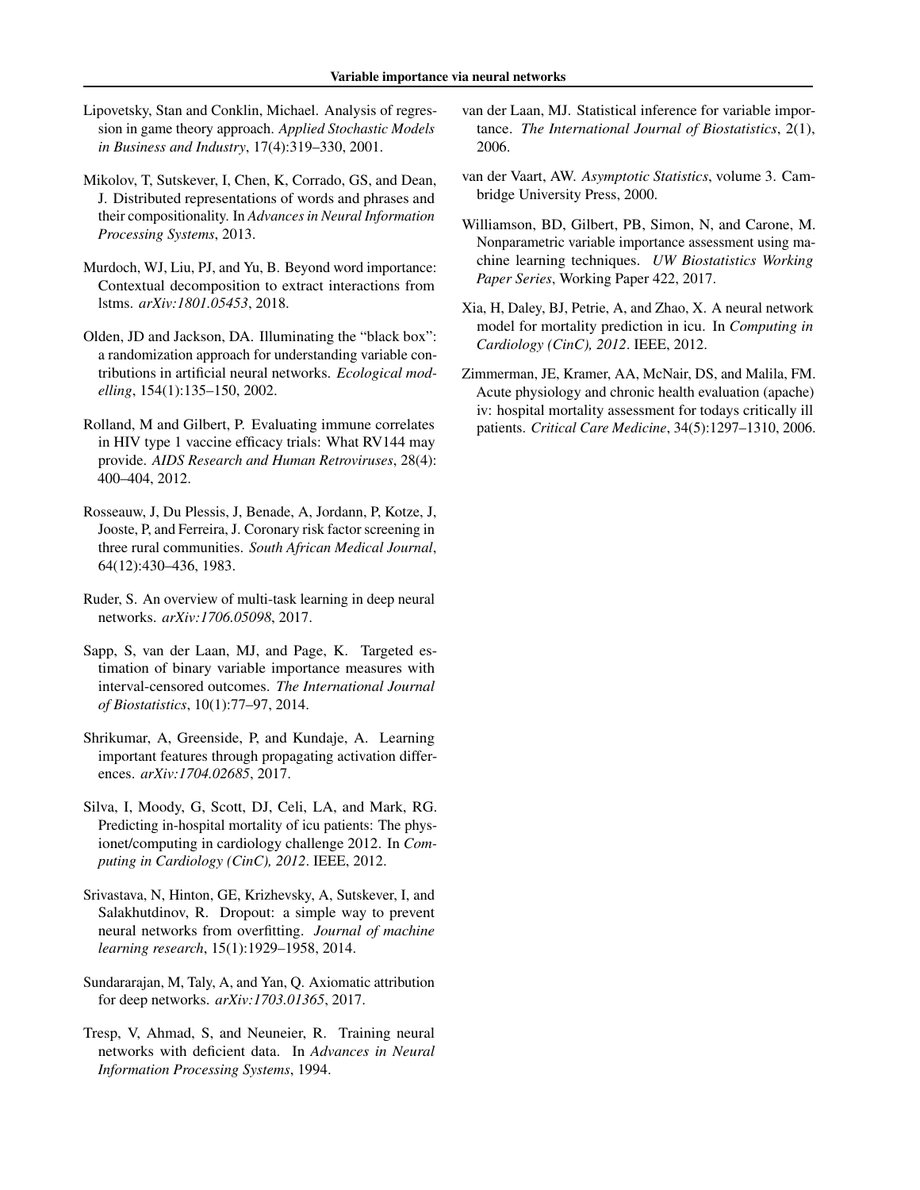Lipovetsky, Stan and Conklin, Michael. Analysis of regression in game theory approach. *Applied Stochastic Models in Business and Industry*, 17(4):319–330, 2001.

Mikolov, T, Sutskever, I, Chen, K, Corrado, GS, and Dean, J. Distributed representations of words and phrases and their compositionality. In *Advances in Neural Information Processing Systems*, 2013.

Murdoch, WJ, Liu, PJ, and Yu, B. Beyond word importance: Contextual decomposition to extract interactions from lstms. *arXiv:1801.05453*, 2018.

Olden, JD and Jackson, DA. Illuminating the "black box": a randomization approach for understanding variable contributions in artificial neural networks. *Ecological modelling*, 154(1):135–150, 2002.

Rolland, M and Gilbert, P. Evaluating immune correlates in HIV type 1 vaccine efficacy trials: What RV144 may provide. *AIDS Research and Human Retroviruses*, 28(4): 400–404, 2012.

Rosseauw, J, Du Plessis, J, Benade, A, Jordann, P, Kotze, J, Jooste, P, and Ferreira, J. Coronary risk factor screening in three rural communities. *South African Medical Journal*, 64(12):430–436, 1983.

Ruder, S. An overview of multi-task learning in deep neural networks. *arXiv:1706.05098*, 2017.

Sapp, S, van der Laan, MJ, and Page, K. Targeted estimation of binary variable importance measures with interval-censored outcomes. *The International Journal of Biostatistics*, 10(1):77–97, 2014.

Shrikumar, A, Greenside, P, and Kundaje, A. Learning important features through propagating activation differences. *arXiv:1704.02685*, 2017.

Silva, I, Moody, G, Scott, DJ, Celi, LA, and Mark, RG. Predicting in-hospital mortality of icu patients: The physionet/computing in cardiology challenge 2012. In *Computing in Cardiology (CinC), 2012*. IEEE, 2012.

Srivastava, N, Hinton, GE, Krizhevsky, A, Sutskever, I, and Salakhutdinov, R. Dropout: a simple way to prevent neural networks from overfitting. *Journal of machine learning research*, 15(1):1929–1958, 2014.

Sundararajan, M, Taly, A, and Yan, Q. Axiomatic attribution for deep networks. *arXiv:1703.01365*, 2017.

Tresp, V, Ahmad, S, and Neuneier, R. Training neural networks with deficient data. In *Advances in Neural Information Processing Systems*, 1994.

van der Laan, MJ. Statistical inference for variable importance. *The International Journal of Biostatistics*, 2(1), 2006.

van der Vaart, AW. *Asymptotic Statistics*, volume 3. Cambridge University Press, 2000.

Williamson, BD, Gilbert, PB, Simon, N, and Carone, M. Nonparametric variable importance assessment using machine learning techniques. *UW Biostatistics Working Paper Series*, Working Paper 422, 2017.

Xia, H, Daley, BJ, Petrie, A, and Zhao, X. A neural network model for mortality prediction in icu. In *Computing in Cardiology (CinC), 2012*. IEEE, 2012.

Zimmerman, JE, Kramer, AA, McNair, DS, and Malila, FM. Acute physiology and chronic health evaluation (apache) iv: hospital mortality assessment for todays critically ill patients. *Critical Care Medicine*, 34(5):1297–1310, 2006.